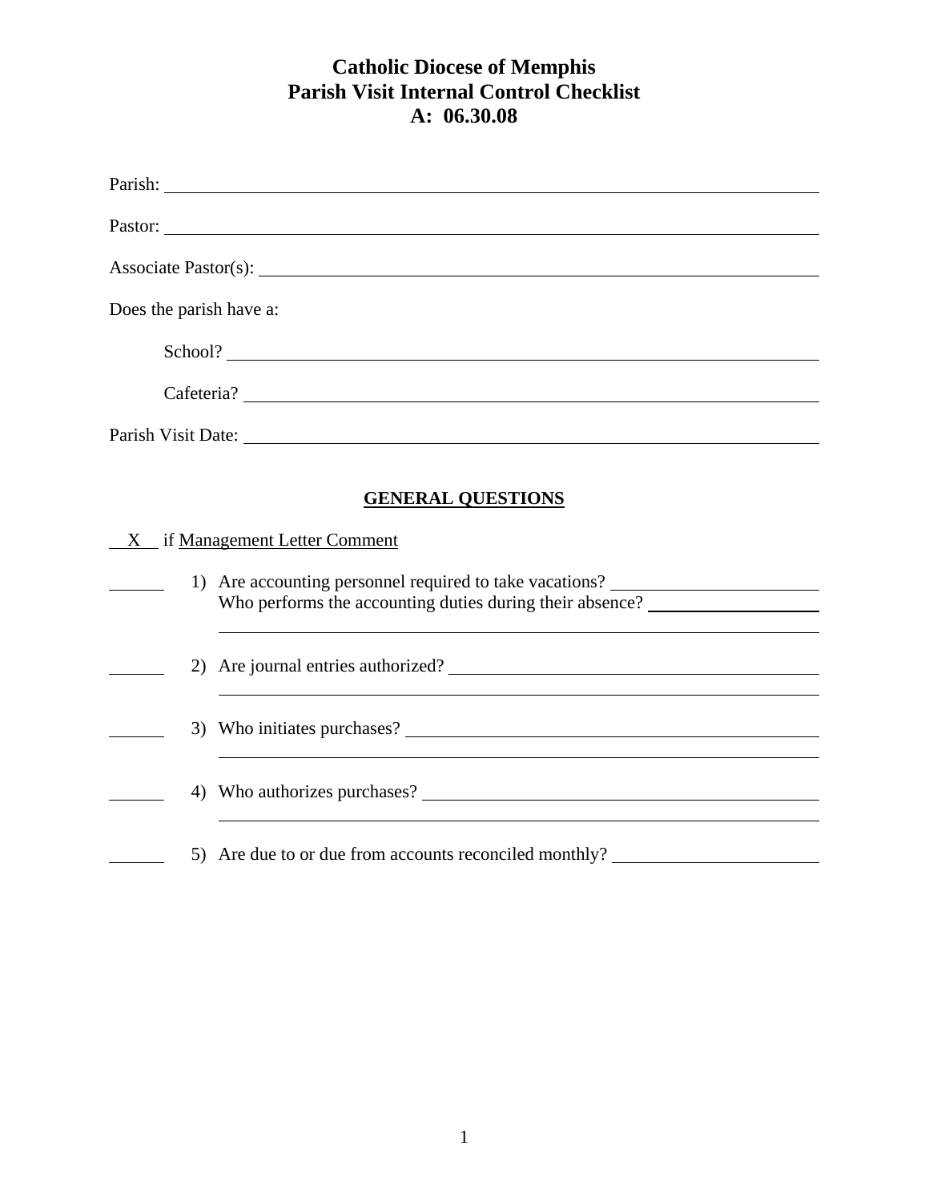# Catholic Diocese of Memphis
# Parish Visit Internal Control Checklist
# A: 06.30.08

Parish: ______________________________

Pastor: ______________________________

Associate Pastor(s): ______________________________

Does the parish have a:

School? ______________________________

Cafeteria? ______________________________

Parish Visit Date: ______________________________

## GENERAL QUESTIONS

__X__ if Management Letter Comment

______ 1) Are accounting personnel required to take vacations? ______________
Who performs the accounting duties during their absence? ______________

______ 2) Are journal entries authorized? ______________

______ 3) Who initiates purchases? ______________

______ 4) Who authorizes purchases? ______________

______ 5) Are due to or due from accounts reconciled monthly? ______________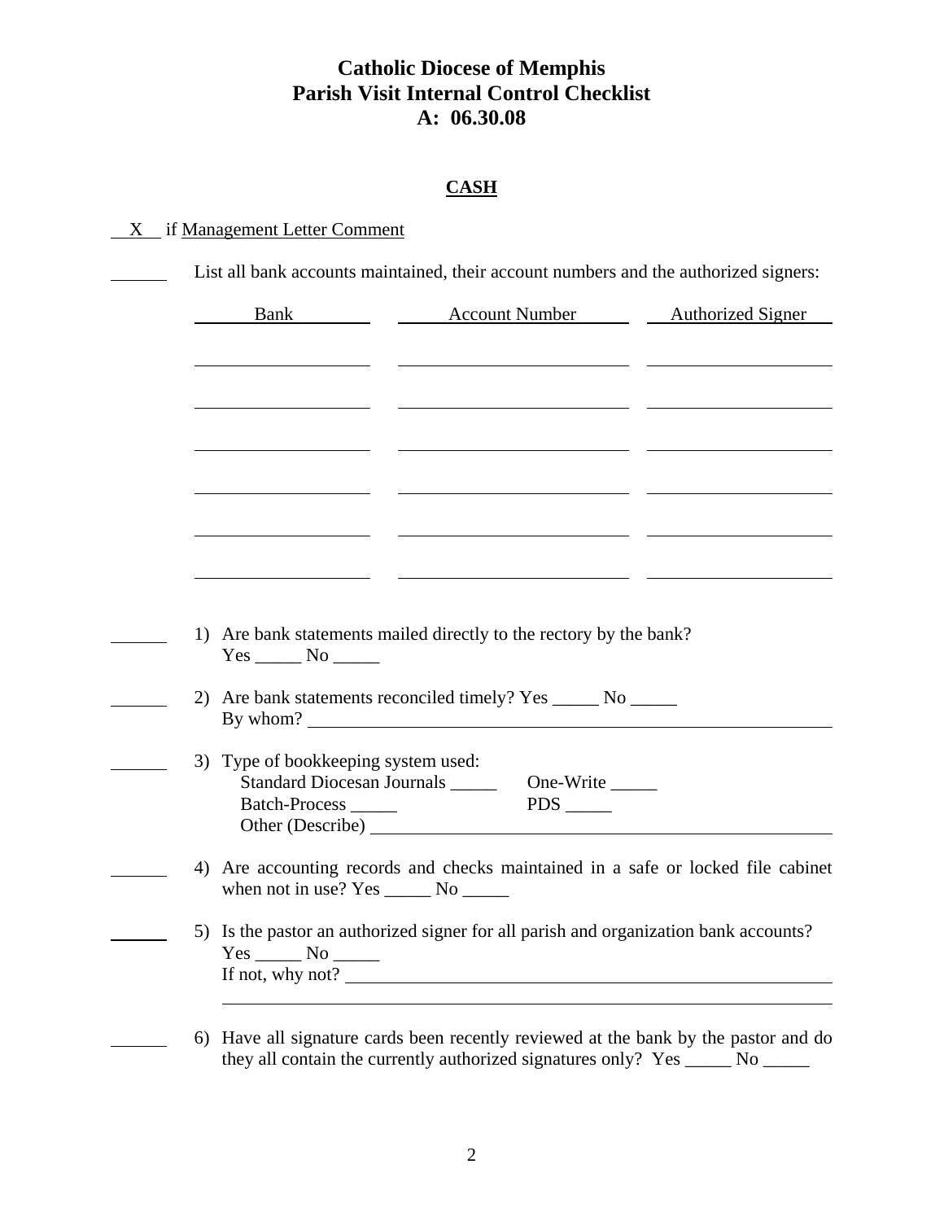# Catholic Diocese of Memphis
# Parish Visit Internal Control Checklist
# A: 06.30.08

## CASH

__X__ if Management Letter Comment

______ List all bank accounts maintained, their account numbers and the authorized signers:

| Bank | Account Number | Authorized Signer |
|---|---|---|
| | | |
| | | |
| | | |
| | | |
| | | |
| | | |

______ 1) Are bank statements mailed directly to the rectory by the bank?
Yes _____ No _____

______ 2) Are bank statements reconciled timely? Yes _____ No _____
By whom? ______________________________________________

______ 3) Type of bookkeeping system used:
Standard Diocesan Journals _____ One-Write _____
Batch-Process _____ PDS _____
Other (Describe) ______________________________________________

______ 4) Are accounting records and checks maintained in a safe or locked file cabinet when not in use? Yes _____ No _____

______ 5) Is the pastor an authorized signer for all parish and organization bank accounts?
Yes _____ No _____
If not, why not? ______________________________________________
______________________________________________

______ 6) Have all signature cards been recently reviewed at the bank by the pastor and do they all contain the currently authorized signatures only? Yes _____ No _____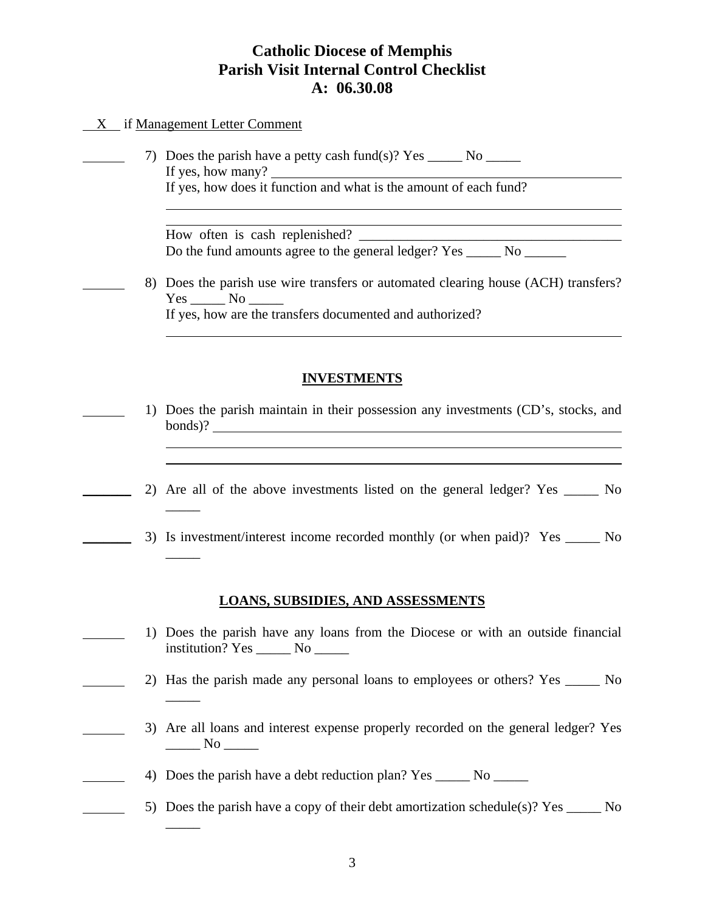# Catholic Diocese of Memphis
# Parish Visit Internal Control Checklist
# A: 06.30.08

__X__ if Management Letter Comment

______ 7) Does the parish have a petty cash fund(s)? Yes _____ No _____
If yes, how many? ____________________________________________
If yes, how does it function and what is the amount of each fund?
____________________________________________________________
____________________________________________________________
How often is cash replenished? _________________________________
Do the fund amounts agree to the general ledger? Yes _____ No ______

______ 8) Does the parish use wire transfers or automated clearing house (ACH) transfers? Yes _____ No _____
If yes, how are the transfers documented and authorized?
____________________________________________________________

## INVESTMENTS

______ 1) Does the parish maintain in their possession any investments (CD's, stocks, and bonds)? ______________________________________________________
____________________________________________________________
____________________________________________________________

______ 2) Are all of the above investments listed on the general ledger? Yes _____ No _____

______ 3) Is investment/interest income recorded monthly (or when paid)? Yes _____ No _____

## LOANS, SUBSIDIES, AND ASSESSMENTS

______ 1) Does the parish have any loans from the Diocese or with an outside financial institution? Yes _____ No _____

______ 2) Has the parish made any personal loans to employees or others? Yes _____ No _____

______ 3) Are all loans and interest expense properly recorded on the general ledger? Yes _____ No _____

______ 4) Does the parish have a debt reduction plan? Yes _____ No _____

______ 5) Does the parish have a copy of their debt amortization schedule(s)? Yes _____ No _____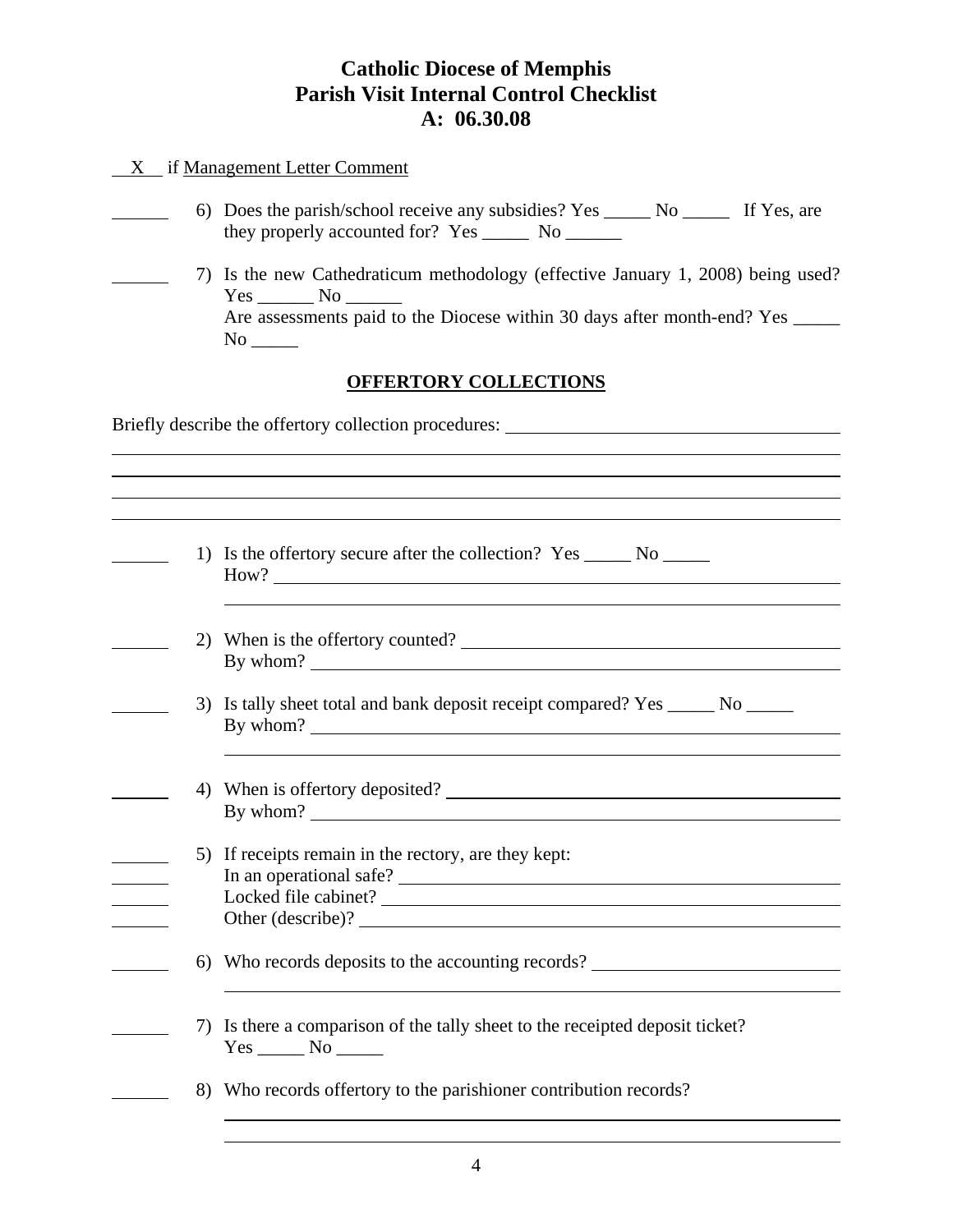# Catholic Diocese of Memphis
# Parish Visit Internal Control Checklist
# A: 06.30.08

\_\_X\_\_ if Management Letter Comment

\_\_\_\_\_\_ 6) Does the parish/school receive any subsidies? Yes \_\_\_\_\_ No \_\_\_\_\_ If Yes, are they properly accounted for? Yes \_\_\_\_\_ No \_\_\_\_\_\_

\_\_\_\_\_\_ 7) Is the new Cathedraticum methodology (effective January 1, 2008) being used? Yes \_\_\_\_\_\_ No \_\_\_\_\_\_
Are assessments paid to the Diocese within 30 days after month-end? Yes \_\_\_\_\_ No \_\_\_\_\_

## OFFERTORY COLLECTIONS

Briefly describe the offertory collection procedures: \_\_\_\_\_\_\_\_\_\_\_\_\_\_\_\_\_\_\_\_\_\_\_\_\_\_\_\_\_\_\_\_\_\_\_\_

\_\_\_\_\_\_\_\_\_\_\_\_\_\_\_\_\_\_\_\_\_\_\_\_\_\_\_\_\_\_\_\_\_\_\_\_\_\_\_\_\_\_\_\_\_\_\_\_\_\_\_\_\_\_\_\_\_\_\_\_\_\_\_\_\_\_\_\_\_\_\_\_\_\_

\_\_\_\_\_\_\_\_\_\_\_\_\_\_\_\_\_\_\_\_\_\_\_\_\_\_\_\_\_\_\_\_\_\_\_\_\_\_\_\_\_\_\_\_\_\_\_\_\_\_\_\_\_\_\_\_\_\_\_\_\_\_\_\_\_\_\_\_\_\_\_\_\_\_

\_\_\_\_\_\_\_\_\_\_\_\_\_\_\_\_\_\_\_\_\_\_\_\_\_\_\_\_\_\_\_\_\_\_\_\_\_\_\_\_\_\_\_\_\_\_\_\_\_\_\_\_\_\_\_\_\_\_\_\_\_\_\_\_\_\_\_\_\_\_\_\_\_\_

\_\_\_\_\_\_\_\_\_\_\_\_\_\_\_\_\_\_\_\_\_\_\_\_\_\_\_\_\_\_\_\_\_\_\_\_\_\_\_\_\_\_\_\_\_\_\_\_\_\_\_\_\_\_\_\_\_\_\_\_\_\_\_\_\_\_\_\_\_\_\_\_\_\_

\_\_\_\_\_\_ 1) Is the offertory secure after the collection? Yes \_\_\_\_\_ No \_\_\_\_\_
How? \_\_\_\_\_\_\_\_\_\_\_\_\_\_\_\_\_\_\_\_\_\_\_\_\_\_\_\_\_\_\_\_\_\_\_\_\_\_\_\_\_\_\_\_\_\_\_\_\_\_\_\_\_\_\_\_

\_\_\_\_\_\_ 2) When is the offertory counted? \_\_\_\_\_\_\_\_\_\_\_\_\_\_\_\_\_\_\_\_\_\_\_\_\_\_\_\_\_\_\_\_\_\_\_\_\_\_\_\_
By whom? \_\_\_\_\_\_\_\_\_\_\_\_\_\_\_\_\_\_\_\_\_\_\_\_\_\_\_\_\_\_\_\_\_\_\_\_\_\_\_\_\_\_\_\_\_\_\_\_\_\_\_\_\_\_

\_\_\_\_\_\_ 3) Is tally sheet total and bank deposit receipt compared? Yes \_\_\_\_\_ No \_\_\_\_\_
By whom? \_\_\_\_\_\_\_\_\_\_\_\_\_\_\_\_\_\_\_\_\_\_\_\_\_\_\_\_\_\_\_\_\_\_\_\_\_\_\_\_\_\_\_\_\_\_\_\_\_\_\_\_\_\_

\_\_\_\_\_\_ 4) When is offertory deposited? \_\_\_\_\_\_\_\_\_\_\_\_\_\_\_\_\_\_\_\_\_\_\_\_\_\_\_\_\_\_\_\_\_\_\_\_\_\_\_\_\_
By whom? \_\_\_\_\_\_\_\_\_\_\_\_\_\_\_\_\_\_\_\_\_\_\_\_\_\_\_\_\_\_\_\_\_\_\_\_\_\_\_\_\_\_\_\_\_\_\_\_\_\_\_\_\_\_

\_\_\_\_\_\_ 5) If receipts remain in the rectory, are they kept:
\_\_\_\_\_\_ In an operational safe? \_\_\_\_\_\_\_\_\_\_\_\_\_\_\_\_\_\_\_\_\_\_\_\_\_\_\_\_\_\_\_\_\_\_\_\_\_\_\_\_\_\_\_\_\_\_
\_\_\_\_\_\_ Locked file cabinet? \_\_\_\_\_\_\_\_\_\_\_\_\_\_\_\_\_\_\_\_\_\_\_\_\_\_\_\_\_\_\_\_\_\_\_\_\_\_\_\_\_\_\_\_\_\_\_\_
\_\_\_\_\_\_ Other (describe)? \_\_\_\_\_\_\_\_\_\_\_\_\_\_\_\_\_\_\_\_\_\_\_\_\_\_\_\_\_\_\_\_\_\_\_\_\_\_\_\_\_\_\_\_\_\_\_\_\_

\_\_\_\_\_\_ 6) Who records deposits to the accounting records? \_\_\_\_\_\_\_\_\_\_\_\_\_\_\_\_\_\_\_\_\_\_\_\_\_\_

\_\_\_\_\_\_ 7) Is there a comparison of the tally sheet to the receipted deposit ticket?
Yes \_\_\_\_\_ No \_\_\_\_\_

\_\_\_\_\_\_ 8) Who records offertory to the parishioner contribution records?
\_\_\_\_\_\_\_\_\_\_\_\_\_\_\_\_\_\_\_\_\_\_\_\_\_\_\_\_\_\_\_\_\_\_\_\_\_\_\_\_\_\_\_\_\_\_\_\_\_\_\_\_\_\_\_\_\_\_\_\_\_\_\_\_\_

\_\_\_\_\_\_\_\_\_\_\_\_\_\_\_\_\_\_\_\_\_\_\_\_\_\_\_\_\_\_\_\_\_\_\_\_\_\_\_\_\_\_\_\_\_\_\_\_\_\_\_\_\_\_\_\_\_\_\_\_\_\_\_\_\_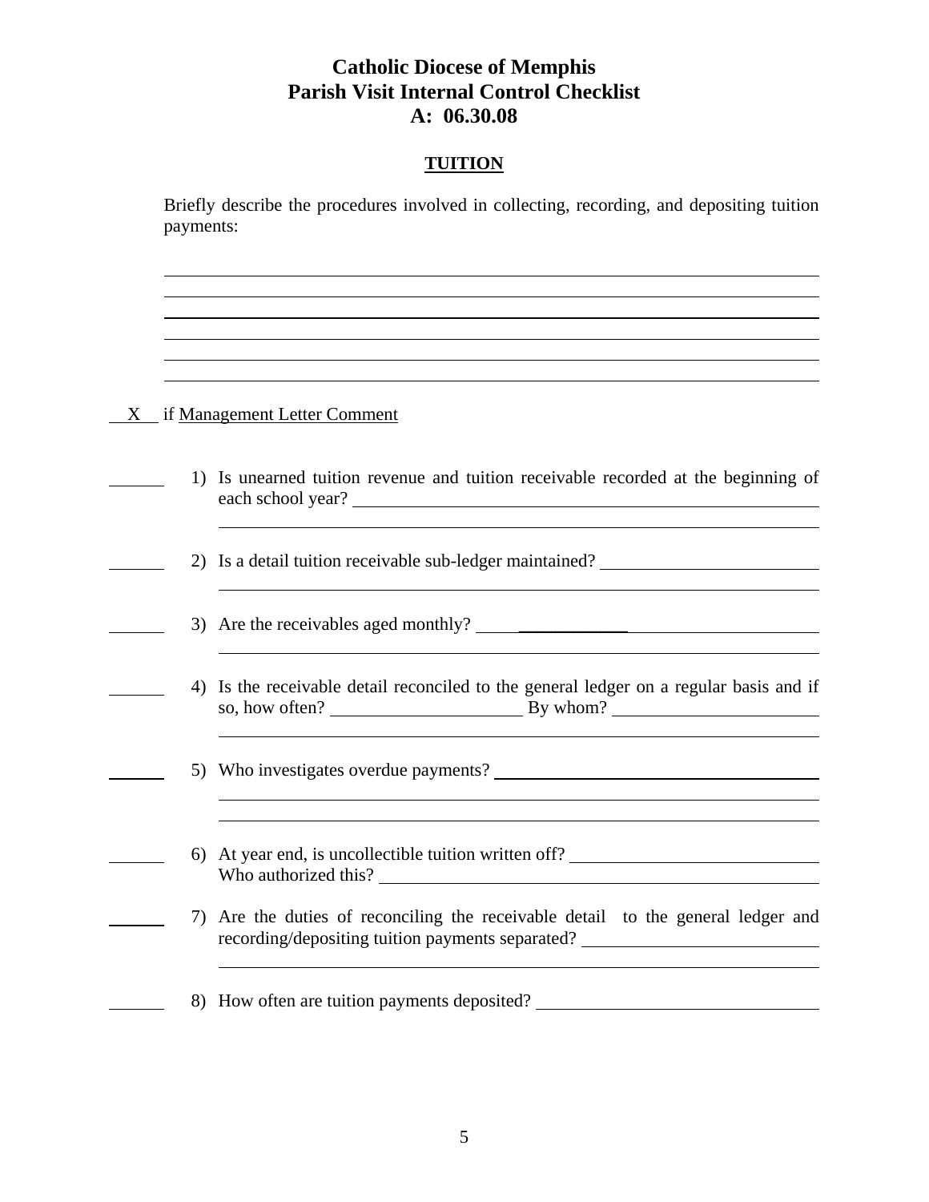# Catholic Diocese of Memphis
# Parish Visit Internal Control Checklist
# A: 06.30.08

## TUITION

Briefly describe the procedures involved in collecting, recording, and depositing tuition payments:

\_\_\_\_\_\_\_\_\_\_\_\_\_\_\_\_\_\_\_\_\_\_\_\_\_\_\_\_\_\_\_\_\_\_\_\_\_\_\_\_\_\_\_\_\_\_\_\_\_\_\_\_\_\_\_\_\_\_\_\_\_\_\_\_\_\_\_\_\_\_\_\_

\_\_\_\_\_\_\_\_\_\_\_\_\_\_\_\_\_\_\_\_\_\_\_\_\_\_\_\_\_\_\_\_\_\_\_\_\_\_\_\_\_\_\_\_\_\_\_\_\_\_\_\_\_\_\_\_\_\_\_\_\_\_\_\_\_\_\_\_\_\_\_\_

\_\_\_\_\_\_\_\_\_\_\_\_\_\_\_\_\_\_\_\_\_\_\_\_\_\_\_\_\_\_\_\_\_\_\_\_\_\_\_\_\_\_\_\_\_\_\_\_\_\_\_\_\_\_\_\_\_\_\_\_\_\_\_\_\_\_\_\_\_\_\_\_

\_\_\_\_\_\_\_\_\_\_\_\_\_\_\_\_\_\_\_\_\_\_\_\_\_\_\_\_\_\_\_\_\_\_\_\_\_\_\_\_\_\_\_\_\_\_\_\_\_\_\_\_\_\_\_\_\_\_\_\_\_\_\_\_\_\_\_\_\_\_\_\_

\_\_\_\_\_\_\_\_\_\_\_\_\_\_\_\_\_\_\_\_\_\_\_\_\_\_\_\_\_\_\_\_\_\_\_\_\_\_\_\_\_\_\_\_\_\_\_\_\_\_\_\_\_\_\_\_\_\_\_\_\_\_\_\_\_\_\_\_\_\_\_\_

\_\_\_\_\_\_\_\_\_\_\_\_\_\_\_\_\_\_\_\_\_\_\_\_\_\_\_\_\_\_\_\_\_\_\_\_\_\_\_\_\_\_\_\_\_\_\_\_\_\_\_\_\_\_\_\_\_\_\_\_\_\_\_\_\_\_\_\_\_\_\_\_

\_\_X\_\_ if Management Letter Comment

\_\_\_\_\_\_ 1) Is unearned tuition revenue and tuition receivable recorded at the beginning of each school year? \_\_\_\_\_\_\_\_\_\_\_\_\_\_\_\_\_\_\_\_\_\_\_\_\_\_\_\_\_\_\_\_

\_\_\_\_\_\_ 2) Is a detail tuition receivable sub-ledger maintained? \_\_\_\_\_\_\_\_\_\_\_\_\_\_\_\_\_\_\_\_\_\_\_\_

\_\_\_\_\_\_ 3) Are the receivables aged monthly? \_\_\_\_\_\_\_\_\_\_\_\_\_\_\_\_\_\_\_\_\_\_\_\_\_\_\_\_\_\_\_\_

\_\_\_\_\_\_ 4) Is the receivable detail reconciled to the general ledger on a regular basis and if so, how often? \_\_\_\_\_\_\_\_\_\_\_\_\_\_\_\_\_\_\_\_ By whom? \_\_\_\_\_\_\_\_\_\_\_\_\_\_\_\_\_\_\_\_

\_\_\_\_\_\_ 5) Who investigates overdue payments? \_\_\_\_\_\_\_\_\_\_\_\_\_\_\_\_\_\_\_\_\_\_\_\_\_\_\_\_\_\_\_\_

\_\_\_\_\_\_ 6) At year end, is uncollectible tuition written off? \_\_\_\_\_\_\_\_\_\_\_\_\_\_\_\_\_\_\_\_\_\_\_\_
Who authorized this? \_\_\_\_\_\_\_\_\_\_\_\_\_\_\_\_\_\_\_\_\_\_\_\_\_\_\_\_\_\_\_\_

\_\_\_\_\_\_ 7) Are the duties of reconciling the receivable detail to the general ledger and recording/depositing tuition payments separated? \_\_\_\_\_\_\_\_\_\_\_\_\_\_\_\_\_\_\_\_\_\_\_\_

\_\_\_\_\_\_ 8) How often are tuition payments deposited? \_\_\_\_\_\_\_\_\_\_\_\_\_\_\_\_\_\_\_\_\_\_\_\_\_\_\_\_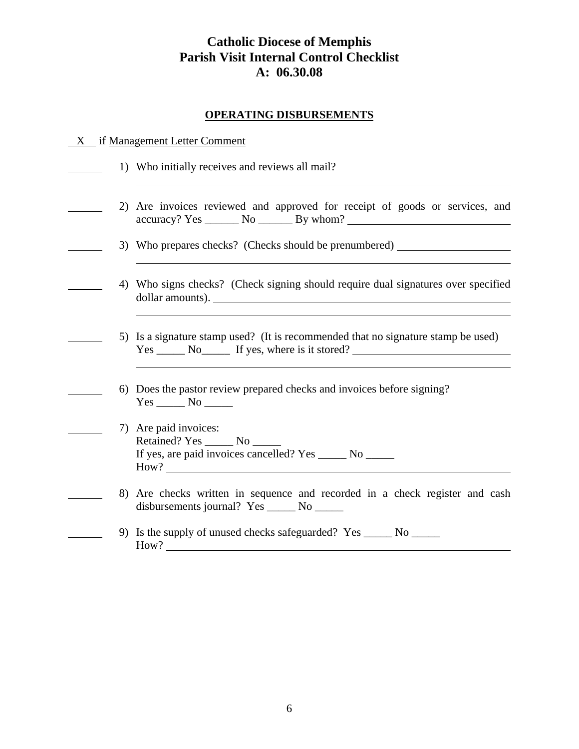# Catholic Diocese of Memphis
# Parish Visit Internal Control Checklist
# A: 06.30.08

## OPERATING DISBURSEMENTS

__X__ if Management Letter Comment

______ 1) Who initially receives and reviews all mail?
____________________________________________

______ 2) Are invoices reviewed and approved for receipt of goods or services, and accuracy? Yes ______ No ______ By whom? ______________________

______ 3) Who prepares checks? (Checks should be prenumbered) ______________________
____________________________________________

______ 4) Who signs checks? (Check signing should require dual signatures over specified dollar amounts). ______________________
____________________________________________

______ 5) Is a signature stamp used? (It is recommended that no signature stamp be used) Yes _____ No_____ If yes, where is it stored? ______________________
____________________________________________

______ 6) Does the pastor review prepared checks and invoices before signing? Yes _____ No _____

______ 7) Are paid invoices:
Retained? Yes _____ No _____
If yes, are paid invoices cancelled? Yes _____ No _____
How? ______________________

______ 8) Are checks written in sequence and recorded in a check register and cash disbursements journal? Yes _____ No _____

______ 9) Is the supply of unused checks safeguarded? Yes _____ No _____
How? ______________________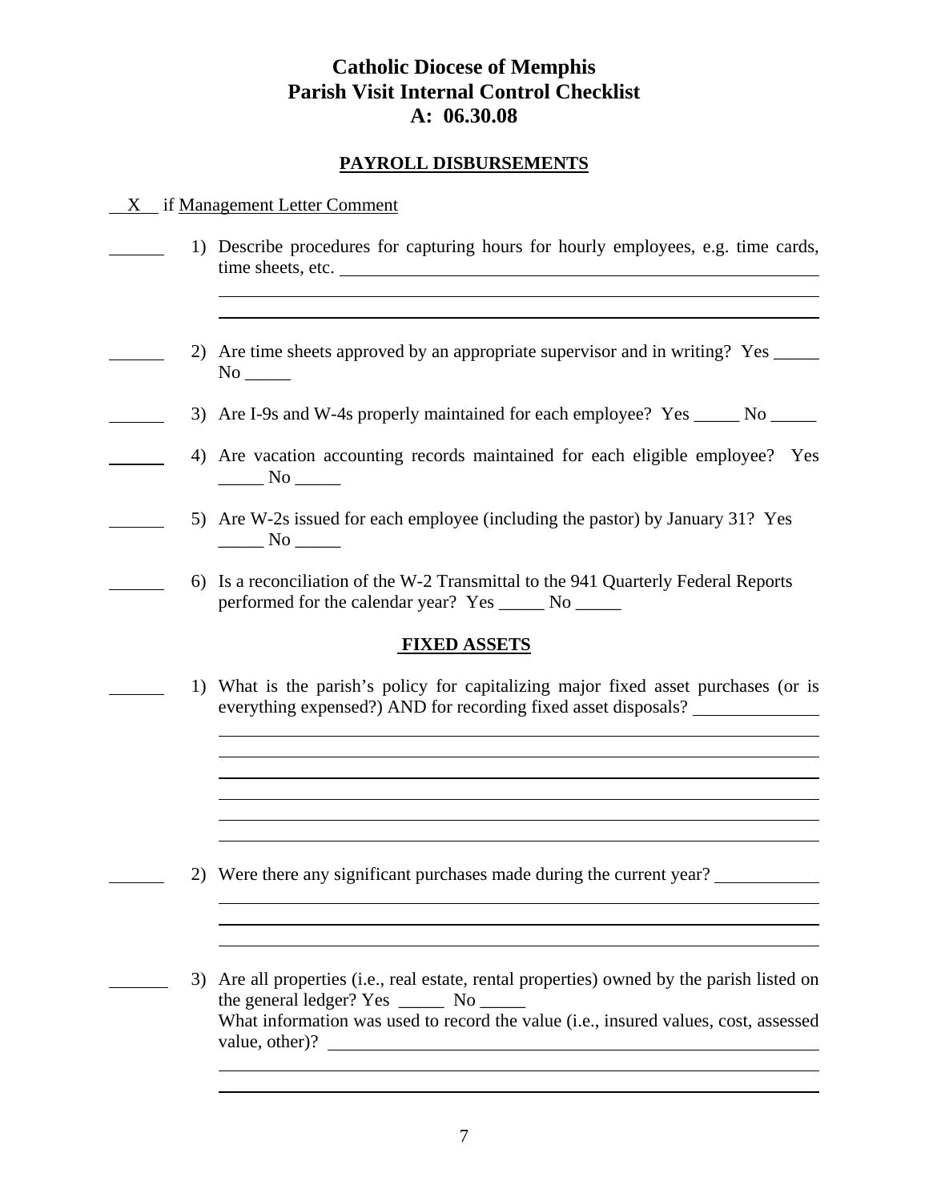# Catholic Diocese of Memphis
# Parish Visit Internal Control Checklist
# A: 06.30.08

## PAYROLL DISBURSEMENTS

\_\_X\_\_ if Management Letter Comment

\_\_\_\_\_\_ 1) Describe procedures for capturing hours for hourly employees, e.g. time cards, time sheets, etc. \_\_\_\_\_\_\_\_\_\_\_\_\_\_\_\_\_\_\_\_\_\_\_\_\_\_\_\_\_\_\_\_\_\_\_\_\_\_\_\_\_\_\_\_\_\_

\_\_\_\_\_\_ 2) Are time sheets approved by an appropriate supervisor and in writing? Yes \_\_\_\_\_ No \_\_\_\_\_

\_\_\_\_\_\_ 3) Are I-9s and W-4s properly maintained for each employee? Yes \_\_\_\_\_ No \_\_\_\_\_

\_\_\_\_\_\_ 4) Are vacation accounting records maintained for each eligible employee? Yes \_\_\_\_\_ No \_\_\_\_\_

\_\_\_\_\_\_ 5) Are W-2s issued for each employee (including the pastor) by January 31? Yes \_\_\_\_\_ No \_\_\_\_\_

\_\_\_\_\_\_ 6) Is a reconciliation of the W-2 Transmittal to the 941 Quarterly Federal Reports performed for the calendar year? Yes \_\_\_\_\_ No \_\_\_\_\_

## FIXED ASSETS

\_\_\_\_\_\_ 1) What is the parish's policy for capitalizing major fixed asset purchases (or is everything expensed?) AND for recording fixed asset disposals? \_\_\_\_\_\_\_\_\_\_\_\_\_\_

\_\_\_\_\_\_ 2) Were there any significant purchases made during the current year? \_\_\_\_\_\_\_\_\_\_\_\_

\_\_\_\_\_\_ 3) Are all properties (i.e., real estate, rental properties) owned by the parish listed on the general ledger? Yes \_\_\_\_\_ No \_\_\_\_\_
What information was used to record the value (i.e., insured values, cost, assessed value, other)? \_\_\_\_\_\_\_\_\_\_\_\_\_\_\_\_\_\_\_\_\_\_\_\_\_\_\_\_\_\_\_\_\_\_\_\_\_\_\_\_\_\_\_\_\_\_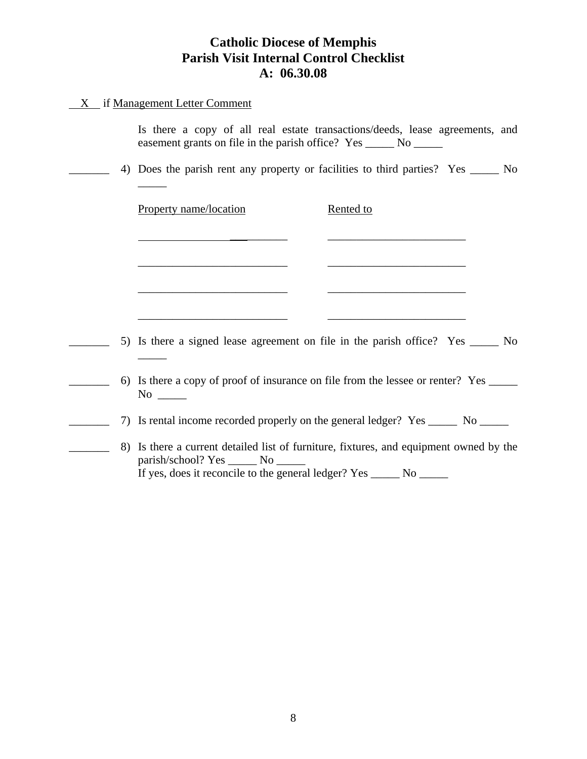# Catholic Diocese of Memphis
## Parish Visit Internal Control Checklist
### A: 06.30.08

__X__ if Management Letter Comment

Is there a copy of all real estate transactions/deeds, lease agreements, and easement grants on file in the parish office? Yes _____ No _____

_______ 4) Does the parish rent any property or facilities to third parties? Yes _____ No _____

| Property name/location | Rented to |
|---|---|
| __________________________ | ________________________ |
| __________________________ | ________________________ |
| __________________________ | ________________________ |
| __________________________ | ________________________ |

_______ 5) Is there a signed lease agreement on file in the parish office? Yes _____ No _____

_______ 6) Is there a copy of proof of insurance on file from the lessee or renter? Yes _____ No _____

_______ 7) Is rental income recorded properly on the general ledger? Yes _____ No _____

_______ 8) Is there a current detailed list of furniture, fixtures, and equipment owned by the parish/school? Yes _____ No _____
If yes, does it reconcile to the general ledger? Yes _____ No _____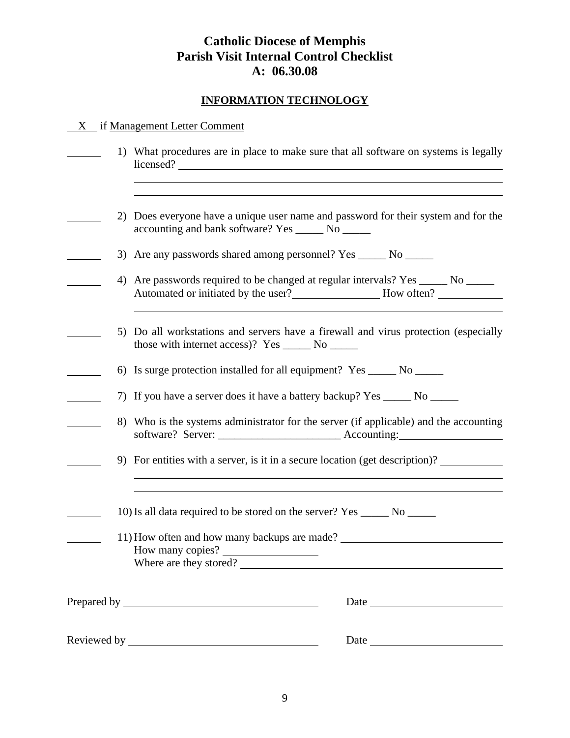# Catholic Diocese of Memphis
# Parish Visit Internal Control Checklist
# A: 06.30.08

## INFORMATION TECHNOLOGY

__X__ if Management Letter Comment

______ 1) What procedures are in place to make sure that all software on systems is legally licensed? ______________________________________________

______ 2) Does everyone have a unique user name and password for their system and for the accounting and bank software? Yes _____ No _____

______ 3) Are any passwords shared among personnel? Yes _____ No _____

______ 4) Are passwords required to be changed at regular intervals? Yes _____ No _____
Automated or initiated by the user?________________ How often? ____________

______ 5) Do all workstations and servers have a firewall and virus protection (especially those with internet access)? Yes _____ No _____

______ 6) Is surge protection installed for all equipment? Yes _____ No _____

______ 7) If you have a server does it have a battery backup? Yes _____ No _____

______ 8) Who is the systems administrator for the server (if applicable) and the accounting software? Server: ______________________ Accounting:__________________

______ 9) For entities with a server, is it in a secure location (get description)? ___________

______ 10) Is all data required to be stored on the server? Yes _____ No _____

______ 11) How often and how many backups are made? ____________________________
How many copies? _________________
Where are they stored? ______________________________________________

Prepared by ____________________________________ Date ________________________

Reviewed by ____________________________________ Date ________________________